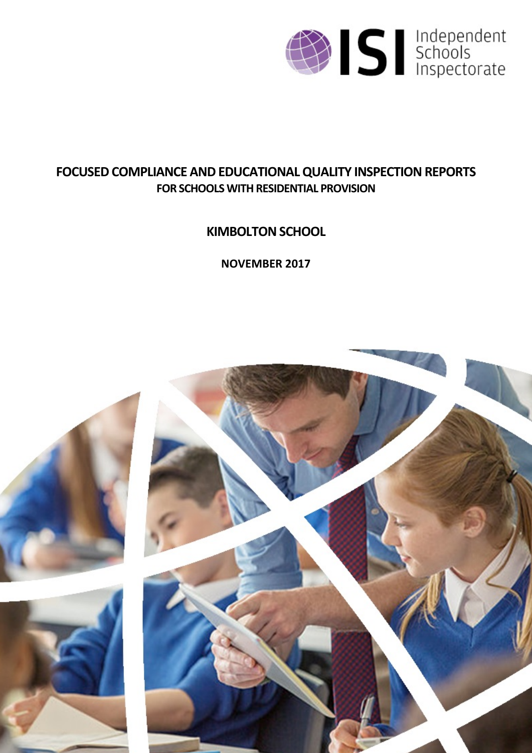ISI Independent Schools Inspectorate

# FOCUSED COMPLIANCE AND EDUCATIONAL QUALITY INSPECTION REPORTS

## FOR SCHOOLS WITH RESIDENTIAL PROVISION

## KIMBOLTON SCHOOL

**NOVEMBER 2017**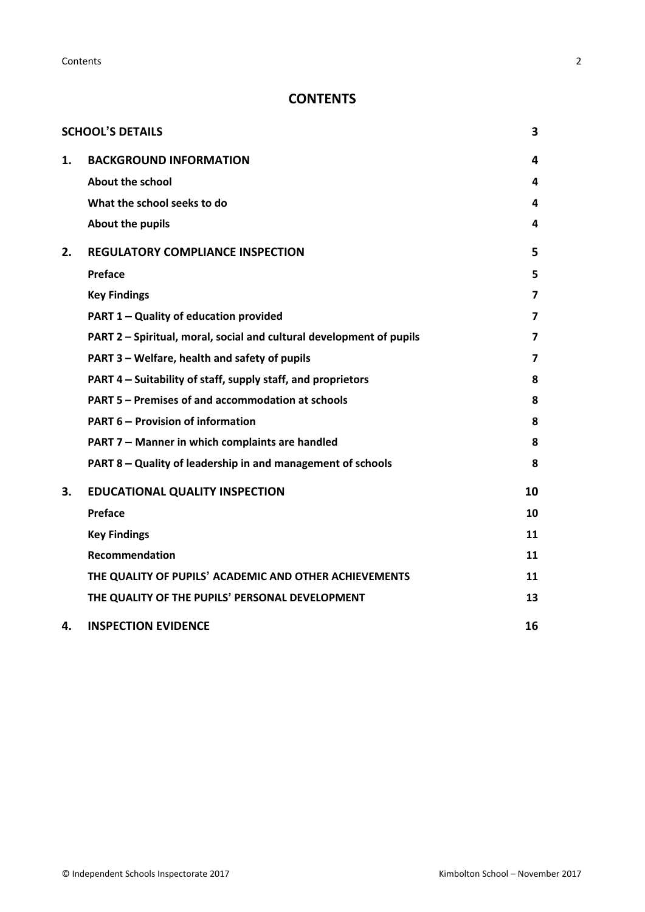# CONTENTS

| | | |
|---|---|---|
| **SCHOOL'S DETAILS** | | **3** |
| **1.** | **BACKGROUND INFORMATION** | **4** |
| | **About the school** | **4** |
| | **What the school seeks to do** | **4** |
| | **About the pupils** | **4** |
| **2.** | **REGULATORY COMPLIANCE INSPECTION** | **5** |
| | **Preface** | **5** |
| | **Key Findings** | **7** |
| | **PART 1 – Quality of education provided** | **7** |
| | **PART 2 – Spiritual, moral, social and cultural development of pupils** | **7** |
| | **PART 3 – Welfare, health and safety of pupils** | **7** |
| | **PART 4 – Suitability of staff, supply staff, and proprietors** | **8** |
| | **PART 5 – Premises of and accommodation at schools** | **8** |
| | **PART 6 – Provision of information** | **8** |
| | **PART 7 – Manner in which complaints are handled** | **8** |
| | **PART 8 – Quality of leadership in and management of schools** | **8** |
| **3.** | **EDUCATIONAL QUALITY INSPECTION** | **10** |
| | **Preface** | **10** |
| | **Key Findings** | **11** |
| | **Recommendation** | **11** |
| | **THE QUALITY OF PUPILS' ACADEMIC AND OTHER ACHIEVEMENTS** | **11** |
| | **THE QUALITY OF THE PUPILS' PERSONAL DEVELOPMENT** | **13** |
| **4.** | **INSPECTION EVIDENCE** | **16** |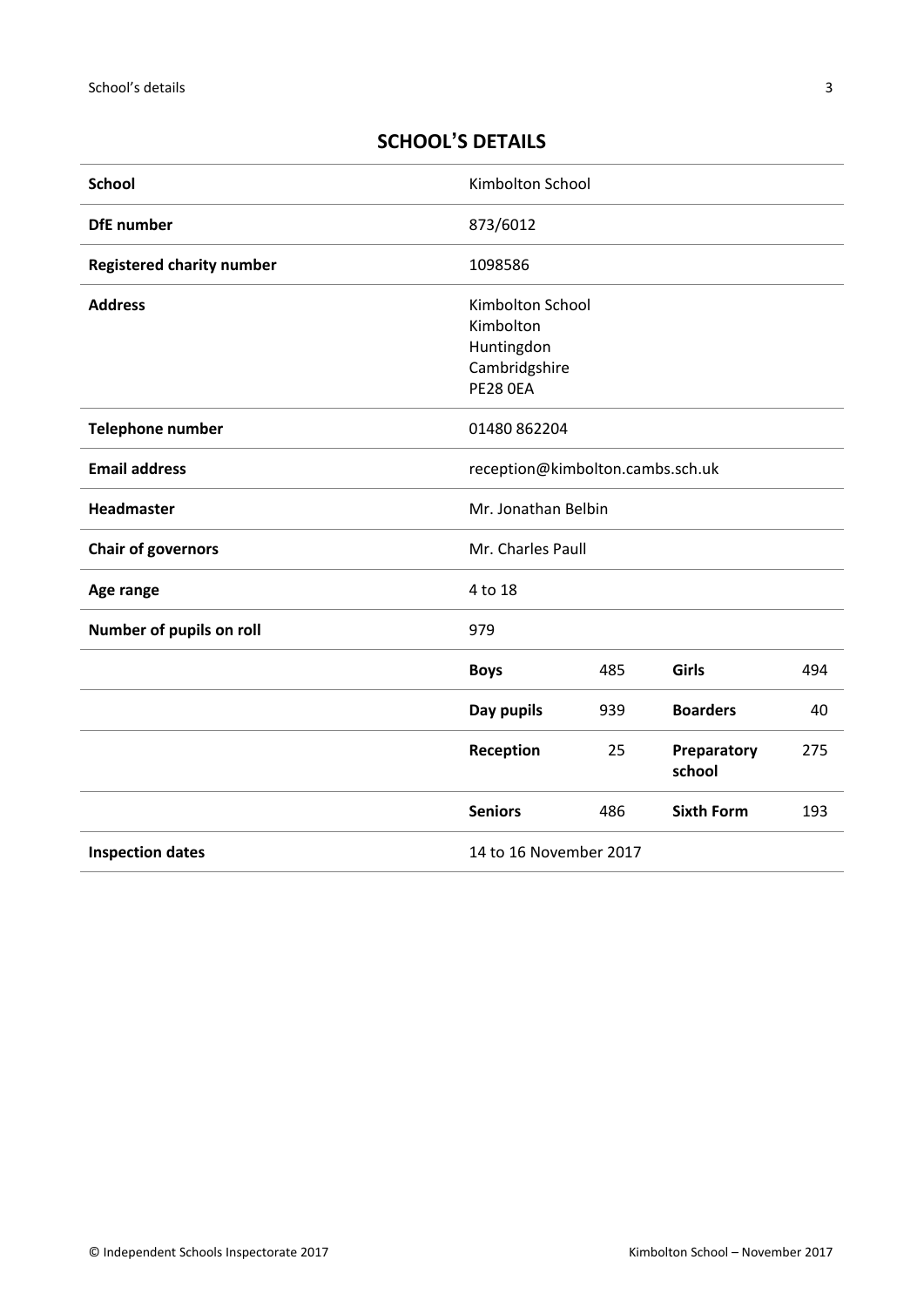## SCHOOL'S DETAILS

| School | Kimbolton School | | | |
|---|---|---|---|---|
| DfE number | 873/6012 | | | |
| Registered charity number | 1098586 | | | |
| Address | Kimbolton School<br>Kimbolton<br>Huntingdon<br>Cambridgeshire<br>PE28 0EA | | | |
| Telephone number | 01480 862204 | | | |
| Email address | reception@kimbolton.cambs.sch.uk | | | |
| Headmaster | Mr. Jonathan Belbin | | | |
| Chair of governors | Mr. Charles Paull | | | |
| Age range | 4 to 18 | | | |
| Number of pupils on roll | 979 | | | |
| | **Boys** | 485 | **Girls** | 494 |
| | **Day pupils** | 939 | **Boarders** | 40 |
| | **Reception** | 25 | **Preparatory school** | 275 |
| | **Seniors** | 486 | **Sixth Form** | 193 |
| Inspection dates | 14 to 16 November 2017 | | | |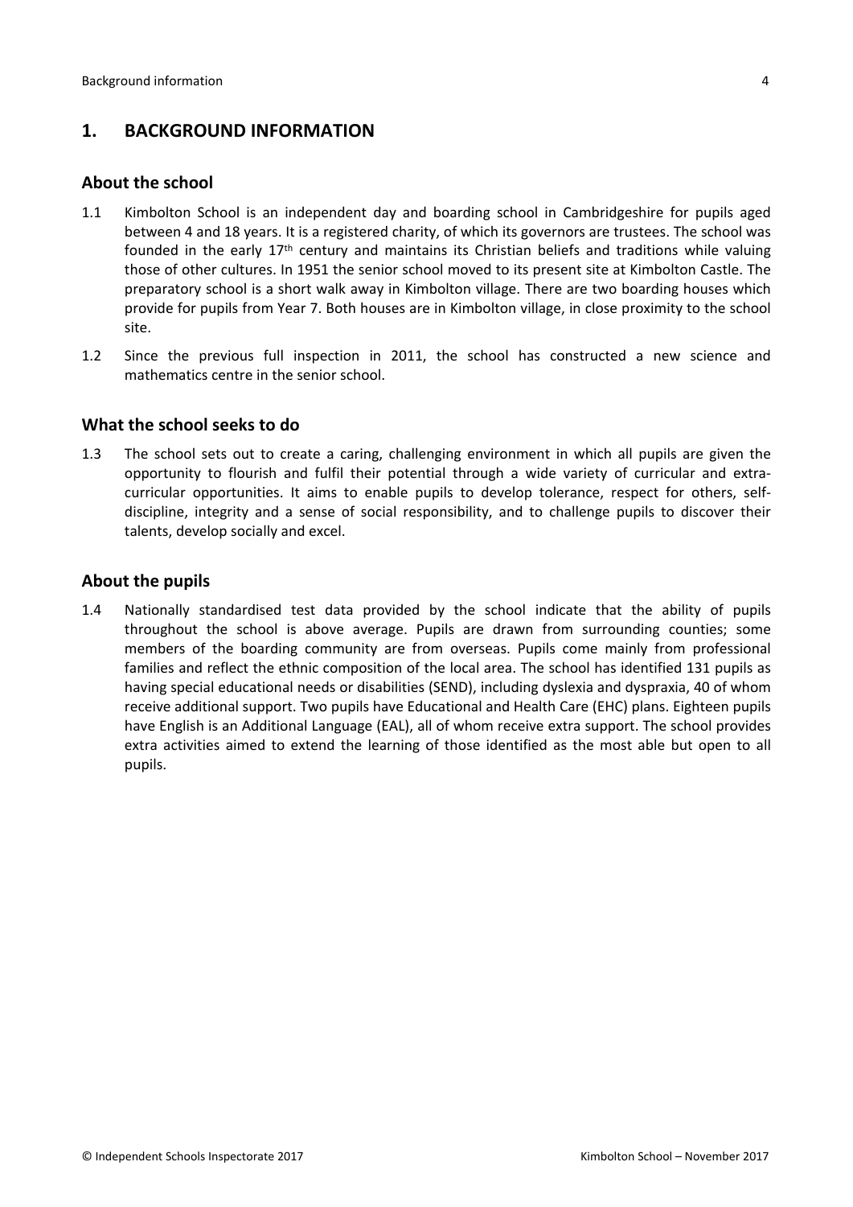## 1. BACKGROUND INFORMATION

### About the school

1.1 Kimbolton School is an independent day and boarding school in Cambridgeshire for pupils aged between 4 and 18 years. It is a registered charity, of which its governors are trustees. The school was founded in the early 17th century and maintains its Christian beliefs and traditions while valuing those of other cultures. In 1951 the senior school moved to its present site at Kimbolton Castle. The preparatory school is a short walk away in Kimbolton village. There are two boarding houses which provide for pupils from Year 7. Both houses are in Kimbolton village, in close proximity to the school site.

1.2 Since the previous full inspection in 2011, the school has constructed a new science and mathematics centre in the senior school.

### What the school seeks to do

1.3 The school sets out to create a caring, challenging environment in which all pupils are given the opportunity to flourish and fulfil their potential through a wide variety of curricular and extra-curricular opportunities. It aims to enable pupils to develop tolerance, respect for others, self-discipline, integrity and a sense of social responsibility, and to challenge pupils to discover their talents, develop socially and excel.

### About the pupils

1.4 Nationally standardised test data provided by the school indicate that the ability of pupils throughout the school is above average. Pupils are drawn from surrounding counties; some members of the boarding community are from overseas. Pupils come mainly from professional families and reflect the ethnic composition of the local area. The school has identified 131 pupils as having special educational needs or disabilities (SEND), including dyslexia and dyspraxia, 40 of whom receive additional support. Two pupils have Educational and Health Care (EHC) plans. Eighteen pupils have English is an Additional Language (EAL), all of whom receive extra support. The school provides extra activities aimed to extend the learning of those identified as the most able but open to all pupils.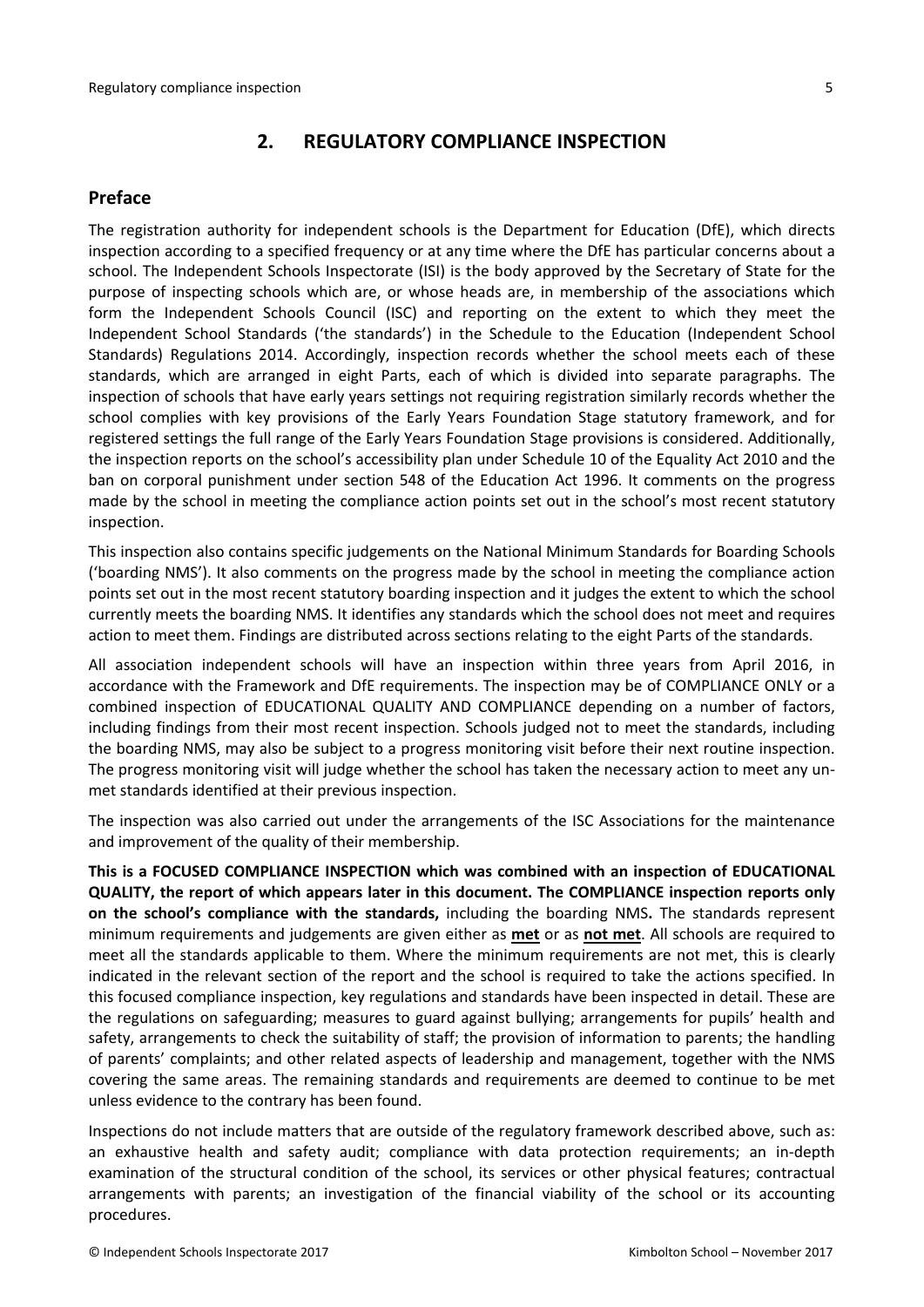## 2. REGULATORY COMPLIANCE INSPECTION

### Preface

The registration authority for independent schools is the Department for Education (DfE), which directs inspection according to a specified frequency or at any time where the DfE has particular concerns about a school. The Independent Schools Inspectorate (ISI) is the body approved by the Secretary of State for the purpose of inspecting schools which are, or whose heads are, in membership of the associations which form the Independent Schools Council (ISC) and reporting on the extent to which they meet the Independent School Standards ('the standards') in the Schedule to the Education (Independent School Standards) Regulations 2014. Accordingly, inspection records whether the school meets each of these standards, which are arranged in eight Parts, each of which is divided into separate paragraphs. The inspection of schools that have early years settings not requiring registration similarly records whether the school complies with key provisions of the Early Years Foundation Stage statutory framework, and for registered settings the full range of the Early Years Foundation Stage provisions is considered. Additionally, the inspection reports on the school's accessibility plan under Schedule 10 of the Equality Act 2010 and the ban on corporal punishment under section 548 of the Education Act 1996. It comments on the progress made by the school in meeting the compliance action points set out in the school's most recent statutory inspection.

This inspection also contains specific judgements on the National Minimum Standards for Boarding Schools ('boarding NMS'). It also comments on the progress made by the school in meeting the compliance action points set out in the most recent statutory boarding inspection and it judges the extent to which the school currently meets the boarding NMS. It identifies any standards which the school does not meet and requires action to meet them. Findings are distributed across sections relating to the eight Parts of the standards.

All association independent schools will have an inspection within three years from April 2016, in accordance with the Framework and DfE requirements. The inspection may be of COMPLIANCE ONLY or a combined inspection of EDUCATIONAL QUALITY AND COMPLIANCE depending on a number of factors, including findings from their most recent inspection. Schools judged not to meet the standards, including the boarding NMS, may also be subject to a progress monitoring visit before their next routine inspection. The progress monitoring visit will judge whether the school has taken the necessary action to meet any un-met standards identified at their previous inspection.

The inspection was also carried out under the arrangements of the ISC Associations for the maintenance and improvement of the quality of their membership.

**This is a FOCUSED COMPLIANCE INSPECTION which was combined with an inspection of EDUCATIONAL QUALITY, the report of which appears later in this document. The COMPLIANCE inspection reports only on the school's compliance with the standards,** including the boarding NMS**.** The standards represent minimum requirements and judgements are given either as **met** or as **not met**. All schools are required to meet all the standards applicable to them. Where the minimum requirements are not met, this is clearly indicated in the relevant section of the report and the school is required to take the actions specified. In this focused compliance inspection, key regulations and standards have been inspected in detail. These are the regulations on safeguarding; measures to guard against bullying; arrangements for pupils' health and safety, arrangements to check the suitability of staff; the provision of information to parents; the handling of parents' complaints; and other related aspects of leadership and management, together with the NMS covering the same areas. The remaining standards and requirements are deemed to continue to be met unless evidence to the contrary has been found.

Inspections do not include matters that are outside of the regulatory framework described above, such as: an exhaustive health and safety audit; compliance with data protection requirements; an in-depth examination of the structural condition of the school, its services or other physical features; contractual arrangements with parents; an investigation of the financial viability of the school or its accounting procedures.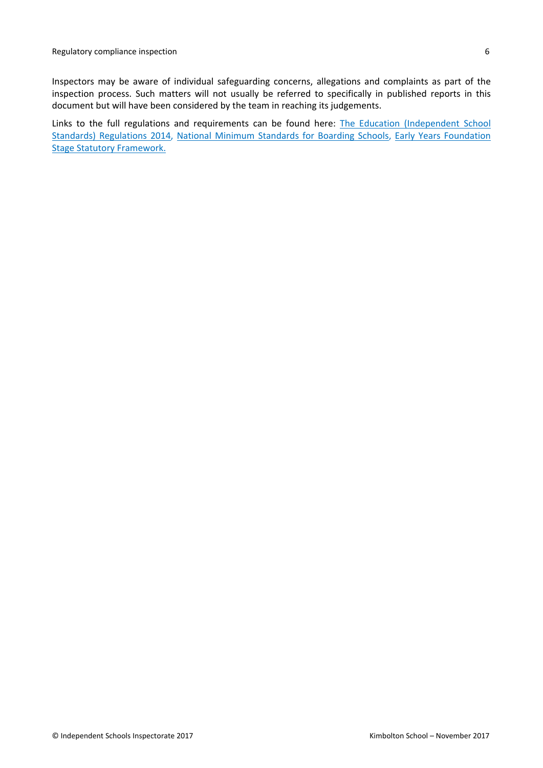Inspectors may be aware of individual safeguarding concerns, allegations and complaints as part of the inspection process. Such matters will not usually be referred to specifically in published reports in this document but will have been considered by the team in reaching its judgements.

Links to the full regulations and requirements can be found here: The Education (Independent School Standards) Regulations 2014, National Minimum Standards for Boarding Schools, Early Years Foundation Stage Statutory Framework.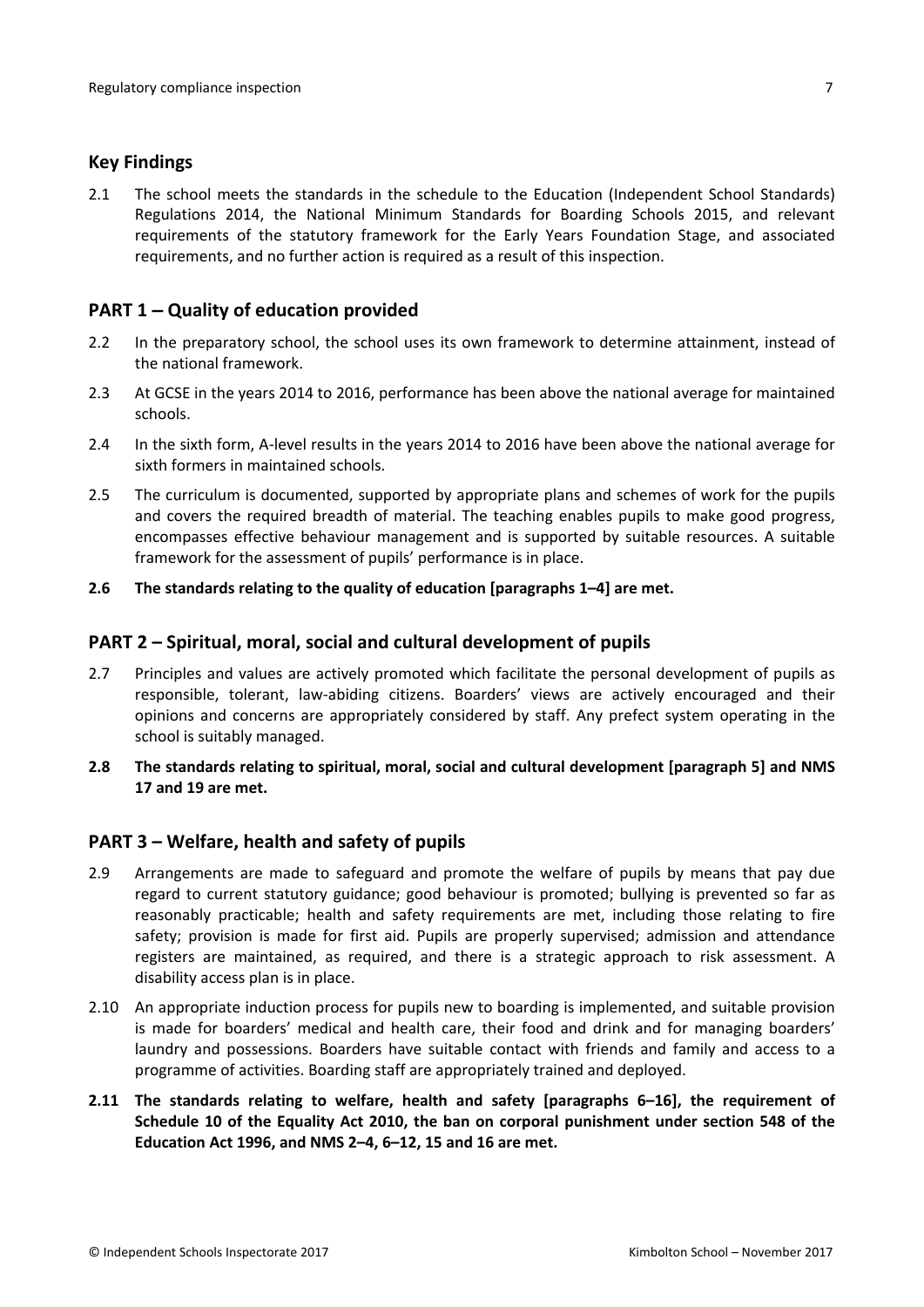## Key Findings

2.1 The school meets the standards in the schedule to the Education (Independent School Standards) Regulations 2014, the National Minimum Standards for Boarding Schools 2015, and relevant requirements of the statutory framework for the Early Years Foundation Stage, and associated requirements, and no further action is required as a result of this inspection.

## PART 1 – Quality of education provided

2.2 In the preparatory school, the school uses its own framework to determine attainment, instead of the national framework.

2.3 At GCSE in the years 2014 to 2016, performance has been above the national average for maintained schools.

2.4 In the sixth form, A-level results in the years 2014 to 2016 have been above the national average for sixth formers in maintained schools.

2.5 The curriculum is documented, supported by appropriate plans and schemes of work for the pupils and covers the required breadth of material. The teaching enables pupils to make good progress, encompasses effective behaviour management and is supported by suitable resources. A suitable framework for the assessment of pupils' performance is in place.

**2.6 The standards relating to the quality of education [paragraphs 1–4] are met.**

## PART 2 – Spiritual, moral, social and cultural development of pupils

2.7 Principles and values are actively promoted which facilitate the personal development of pupils as responsible, tolerant, law-abiding citizens. Boarders' views are actively encouraged and their opinions and concerns are appropriately considered by staff. Any prefect system operating in the school is suitably managed.

**2.8 The standards relating to spiritual, moral, social and cultural development [paragraph 5] and NMS 17 and 19 are met.**

## PART 3 – Welfare, health and safety of pupils

2.9 Arrangements are made to safeguard and promote the welfare of pupils by means that pay due regard to current statutory guidance; good behaviour is promoted; bullying is prevented so far as reasonably practicable; health and safety requirements are met, including those relating to fire safety; provision is made for first aid. Pupils are properly supervised; admission and attendance registers are maintained, as required, and there is a strategic approach to risk assessment. A disability access plan is in place.

2.10 An appropriate induction process for pupils new to boarding is implemented, and suitable provision is made for boarders' medical and health care, their food and drink and for managing boarders' laundry and possessions. Boarders have suitable contact with friends and family and access to a programme of activities. Boarding staff are appropriately trained and deployed.

**2.11 The standards relating to welfare, health and safety [paragraphs 6–16], the requirement of Schedule 10 of the Equality Act 2010, the ban on corporal punishment under section 548 of the Education Act 1996, and NMS 2–4, 6–12, 15 and 16 are met.**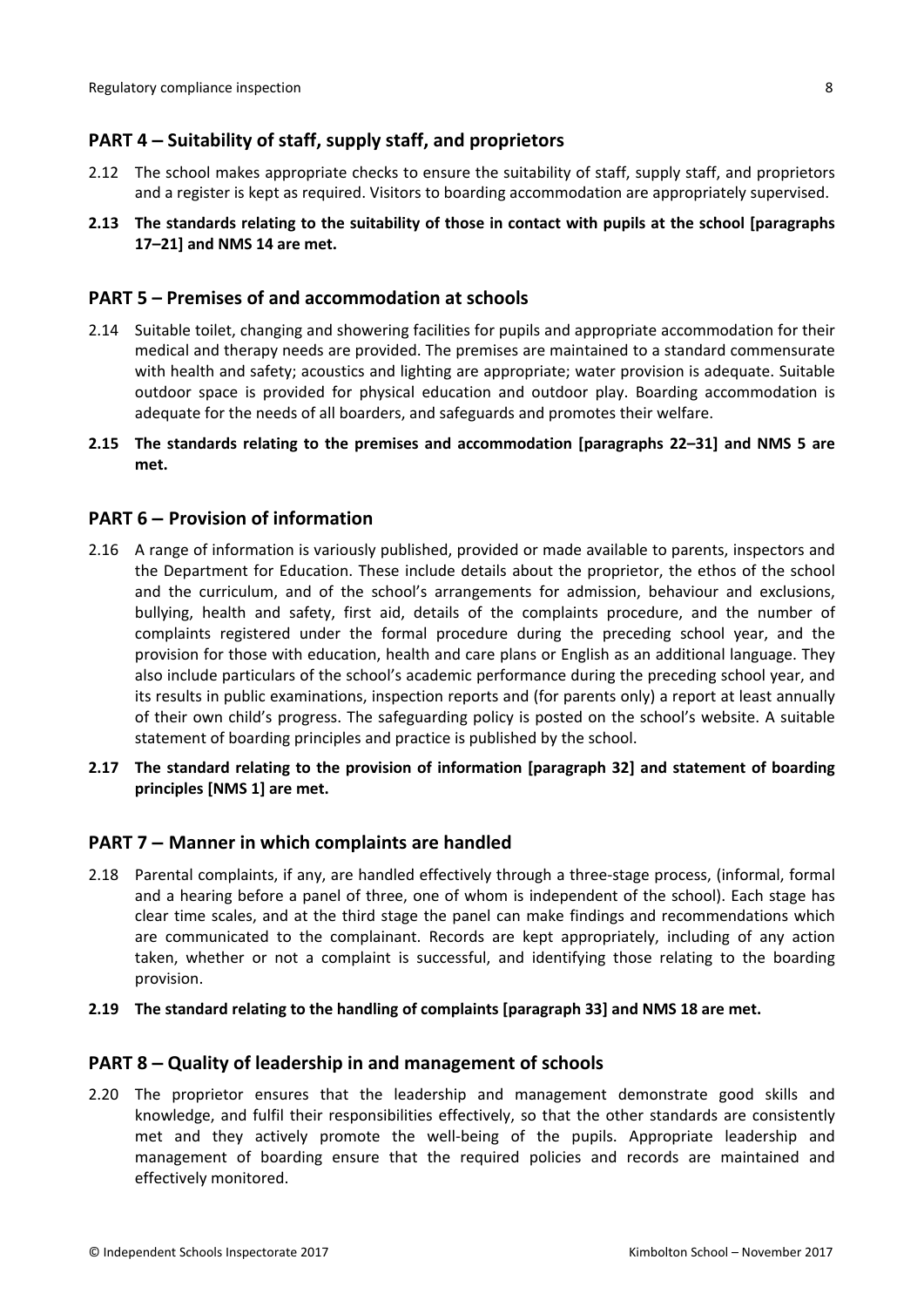## PART 4 – Suitability of staff, supply staff, and proprietors

2.12 The school makes appropriate checks to ensure the suitability of staff, supply staff, and proprietors and a register is kept as required. Visitors to boarding accommodation are appropriately supervised.

**2.13 The standards relating to the suitability of those in contact with pupils at the school [paragraphs 17–21] and NMS 14 are met.**

## PART 5 – Premises of and accommodation at schools

2.14 Suitable toilet, changing and showering facilities for pupils and appropriate accommodation for their medical and therapy needs are provided. The premises are maintained to a standard commensurate with health and safety; acoustics and lighting are appropriate; water provision is adequate. Suitable outdoor space is provided for physical education and outdoor play. Boarding accommodation is adequate for the needs of all boarders, and safeguards and promotes their welfare.

**2.15 The standards relating to the premises and accommodation [paragraphs 22–31] and NMS 5 are met.**

## PART 6 – Provision of information

2.16 A range of information is variously published, provided or made available to parents, inspectors and the Department for Education. These include details about the proprietor, the ethos of the school and the curriculum, and of the school's arrangements for admission, behaviour and exclusions, bullying, health and safety, first aid, details of the complaints procedure, and the number of complaints registered under the formal procedure during the preceding school year, and the provision for those with education, health and care plans or English as an additional language. They also include particulars of the school's academic performance during the preceding school year, and its results in public examinations, inspection reports and (for parents only) a report at least annually of their own child's progress. The safeguarding policy is posted on the school's website. A suitable statement of boarding principles and practice is published by the school.

**2.17 The standard relating to the provision of information [paragraph 32] and statement of boarding principles [NMS 1] are met.**

## PART 7 – Manner in which complaints are handled

2.18 Parental complaints, if any, are handled effectively through a three-stage process, (informal, formal and a hearing before a panel of three, one of whom is independent of the school). Each stage has clear time scales, and at the third stage the panel can make findings and recommendations which are communicated to the complainant. Records are kept appropriately, including of any action taken, whether or not a complaint is successful, and identifying those relating to the boarding provision.

**2.19 The standard relating to the handling of complaints [paragraph 33] and NMS 18 are met.**

## PART 8 – Quality of leadership in and management of schools

2.20 The proprietor ensures that the leadership and management demonstrate good skills and knowledge, and fulfil their responsibilities effectively, so that the other standards are consistently met and they actively promote the well-being of the pupils. Appropriate leadership and management of boarding ensure that the required policies and records are maintained and effectively monitored.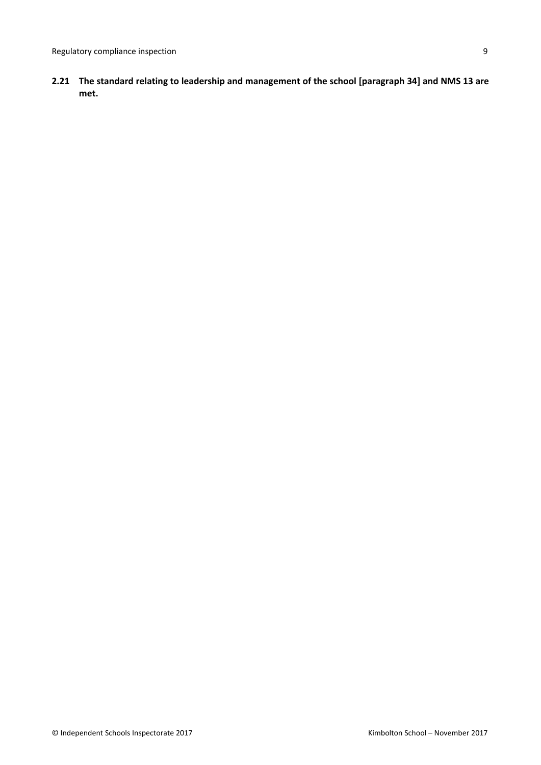**2.21 The standard relating to leadership and management of the school [paragraph 34] and NMS 13 are met.**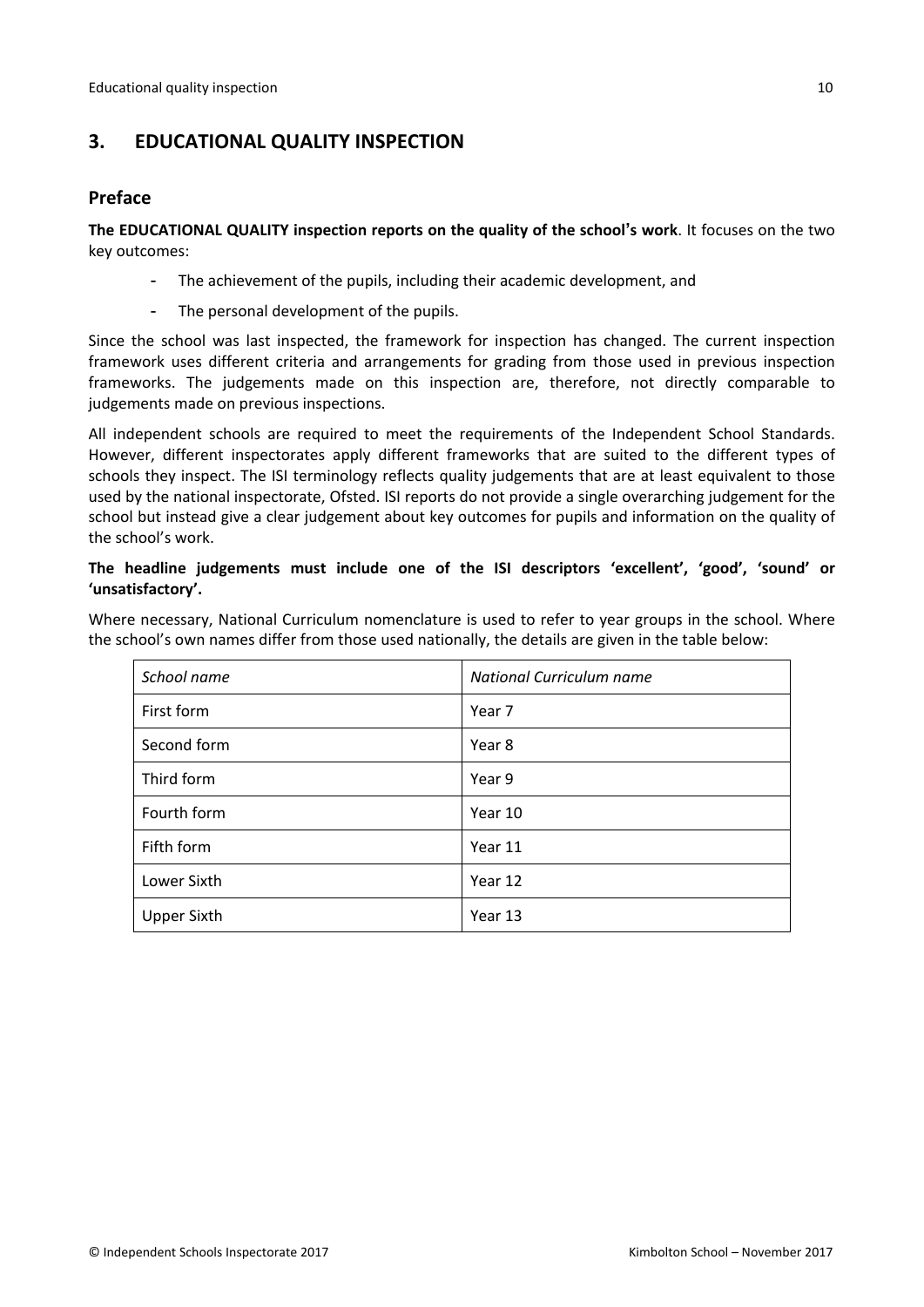## 3. EDUCATIONAL QUALITY INSPECTION

### Preface

**The EDUCATIONAL QUALITY inspection reports on the quality of the school's work**. It focuses on the two key outcomes:

- The achievement of the pupils, including their academic development, and
- The personal development of the pupils.

Since the school was last inspected, the framework for inspection has changed. The current inspection framework uses different criteria and arrangements for grading from those used in previous inspection frameworks. The judgements made on this inspection are, therefore, not directly comparable to judgements made on previous inspections.

All independent schools are required to meet the requirements of the Independent School Standards. However, different inspectorates apply different frameworks that are suited to the different types of schools they inspect. The ISI terminology reflects quality judgements that are at least equivalent to those used by the national inspectorate, Ofsted. ISI reports do not provide a single overarching judgement for the school but instead give a clear judgement about key outcomes for pupils and information on the quality of the school's work.

**The headline judgements must include one of the ISI descriptors 'excellent', 'good', 'sound' or 'unsatisfactory'.**

Where necessary, National Curriculum nomenclature is used to refer to year groups in the school. Where the school's own names differ from those used nationally, the details are given in the table below:

| *School name* | *National Curriculum name* |
|---|---|
| First form | Year 7 |
| Second form | Year 8 |
| Third form | Year 9 |
| Fourth form | Year 10 |
| Fifth form | Year 11 |
| Lower Sixth | Year 12 |
| Upper Sixth | Year 13 |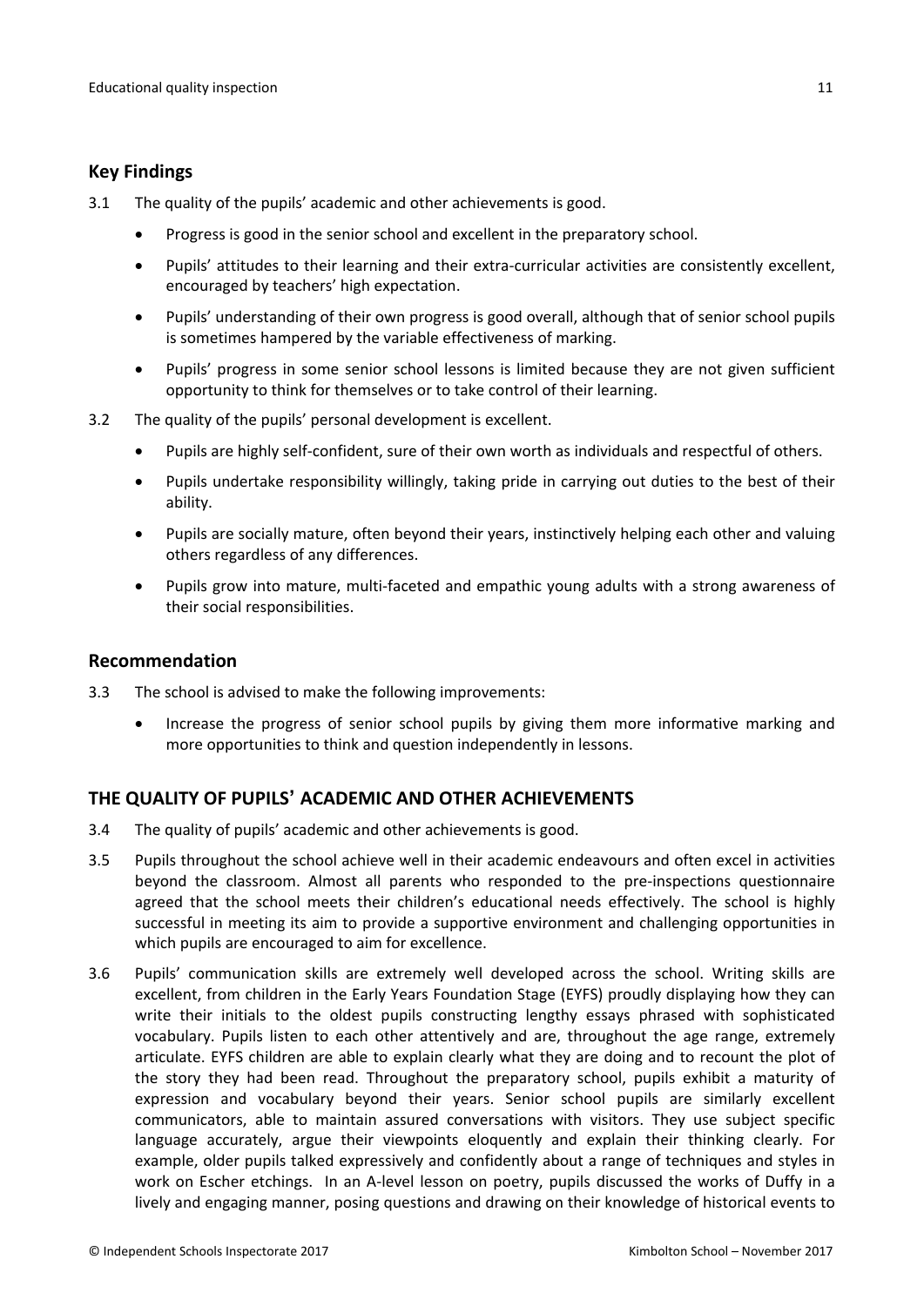## Key Findings

3.1 The quality of the pupils' academic and other achievements is good.

- Progress is good in the senior school and excellent in the preparatory school.
- Pupils' attitudes to their learning and their extra-curricular activities are consistently excellent, encouraged by teachers' high expectation.
- Pupils' understanding of their own progress is good overall, although that of senior school pupils is sometimes hampered by the variable effectiveness of marking.
- Pupils' progress in some senior school lessons is limited because they are not given sufficient opportunity to think for themselves or to take control of their learning.

3.2 The quality of the pupils' personal development is excellent.

- Pupils are highly self-confident, sure of their own worth as individuals and respectful of others.
- Pupils undertake responsibility willingly, taking pride in carrying out duties to the best of their ability.
- Pupils are socially mature, often beyond their years, instinctively helping each other and valuing others regardless of any differences.
- Pupils grow into mature, multi-faceted and empathic young adults with a strong awareness of their social responsibilities.

## Recommendation

3.3 The school is advised to make the following improvements:

- Increase the progress of senior school pupils by giving them more informative marking and more opportunities to think and question independently in lessons.

## THE QUALITY OF PUPILS' ACADEMIC AND OTHER ACHIEVEMENTS

3.4 The quality of pupils' academic and other achievements is good.

3.5 Pupils throughout the school achieve well in their academic endeavours and often excel in activities beyond the classroom. Almost all parents who responded to the pre-inspections questionnaire agreed that the school meets their children's educational needs effectively. The school is highly successful in meeting its aim to provide a supportive environment and challenging opportunities in which pupils are encouraged to aim for excellence.

3.6 Pupils' communication skills are extremely well developed across the school. Writing skills are excellent, from children in the Early Years Foundation Stage (EYFS) proudly displaying how they can write their initials to the oldest pupils constructing lengthy essays phrased with sophisticated vocabulary. Pupils listen to each other attentively and are, throughout the age range, extremely articulate. EYFS children are able to explain clearly what they are doing and to recount the plot of the story they had been read. Throughout the preparatory school, pupils exhibit a maturity of expression and vocabulary beyond their years. Senior school pupils are similarly excellent communicators, able to maintain assured conversations with visitors. They use subject specific language accurately, argue their viewpoints eloquently and explain their thinking clearly. For example, older pupils talked expressively and confidently about a range of techniques and styles in work on Escher etchings. In an A-level lesson on poetry, pupils discussed the works of Duffy in a lively and engaging manner, posing questions and drawing on their knowledge of historical events to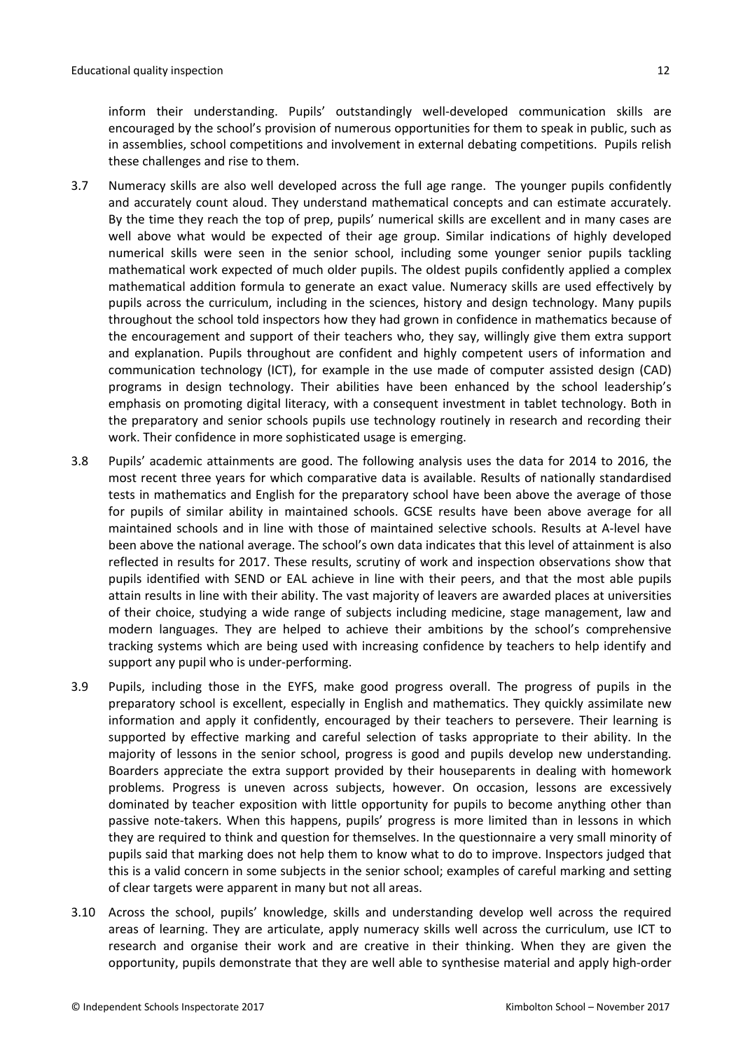inform their understanding. Pupils' outstandingly well-developed communication skills are encouraged by the school's provision of numerous opportunities for them to speak in public, such as in assemblies, school competitions and involvement in external debating competitions. Pupils relish these challenges and rise to them.

3.7 Numeracy skills are also well developed across the full age range. The younger pupils confidently and accurately count aloud. They understand mathematical concepts and can estimate accurately. By the time they reach the top of prep, pupils' numerical skills are excellent and in many cases are well above what would be expected of their age group. Similar indications of highly developed numerical skills were seen in the senior school, including some younger senior pupils tackling mathematical work expected of much older pupils. The oldest pupils confidently applied a complex mathematical addition formula to generate an exact value. Numeracy skills are used effectively by pupils across the curriculum, including in the sciences, history and design technology. Many pupils throughout the school told inspectors how they had grown in confidence in mathematics because of the encouragement and support of their teachers who, they say, willingly give them extra support and explanation. Pupils throughout are confident and highly competent users of information and communication technology (ICT), for example in the use made of computer assisted design (CAD) programs in design technology. Their abilities have been enhanced by the school leadership's emphasis on promoting digital literacy, with a consequent investment in tablet technology. Both in the preparatory and senior schools pupils use technology routinely in research and recording their work. Their confidence in more sophisticated usage is emerging.

3.8 Pupils' academic attainments are good. The following analysis uses the data for 2014 to 2016, the most recent three years for which comparative data is available. Results of nationally standardised tests in mathematics and English for the preparatory school have been above the average of those for pupils of similar ability in maintained schools. GCSE results have been above average for all maintained schools and in line with those of maintained selective schools. Results at A-level have been above the national average. The school's own data indicates that this level of attainment is also reflected in results for 2017. These results, scrutiny of work and inspection observations show that pupils identified with SEND or EAL achieve in line with their peers, and that the most able pupils attain results in line with their ability. The vast majority of leavers are awarded places at universities of their choice, studying a wide range of subjects including medicine, stage management, law and modern languages. They are helped to achieve their ambitions by the school's comprehensive tracking systems which are being used with increasing confidence by teachers to help identify and support any pupil who is under-performing.

3.9 Pupils, including those in the EYFS, make good progress overall. The progress of pupils in the preparatory school is excellent, especially in English and mathematics. They quickly assimilate new information and apply it confidently, encouraged by their teachers to persevere. Their learning is supported by effective marking and careful selection of tasks appropriate to their ability. In the majority of lessons in the senior school, progress is good and pupils develop new understanding. Boarders appreciate the extra support provided by their houseparents in dealing with homework problems. Progress is uneven across subjects, however. On occasion, lessons are excessively dominated by teacher exposition with little opportunity for pupils to become anything other than passive note-takers. When this happens, pupils' progress is more limited than in lessons in which they are required to think and question for themselves. In the questionnaire a very small minority of pupils said that marking does not help them to know what to do to improve. Inspectors judged that this is a valid concern in some subjects in the senior school; examples of careful marking and setting of clear targets were apparent in many but not all areas.

3.10 Across the school, pupils' knowledge, skills and understanding develop well across the required areas of learning. They are articulate, apply numeracy skills well across the curriculum, use ICT to research and organise their work and are creative in their thinking. When they are given the opportunity, pupils demonstrate that they are well able to synthesise material and apply high-order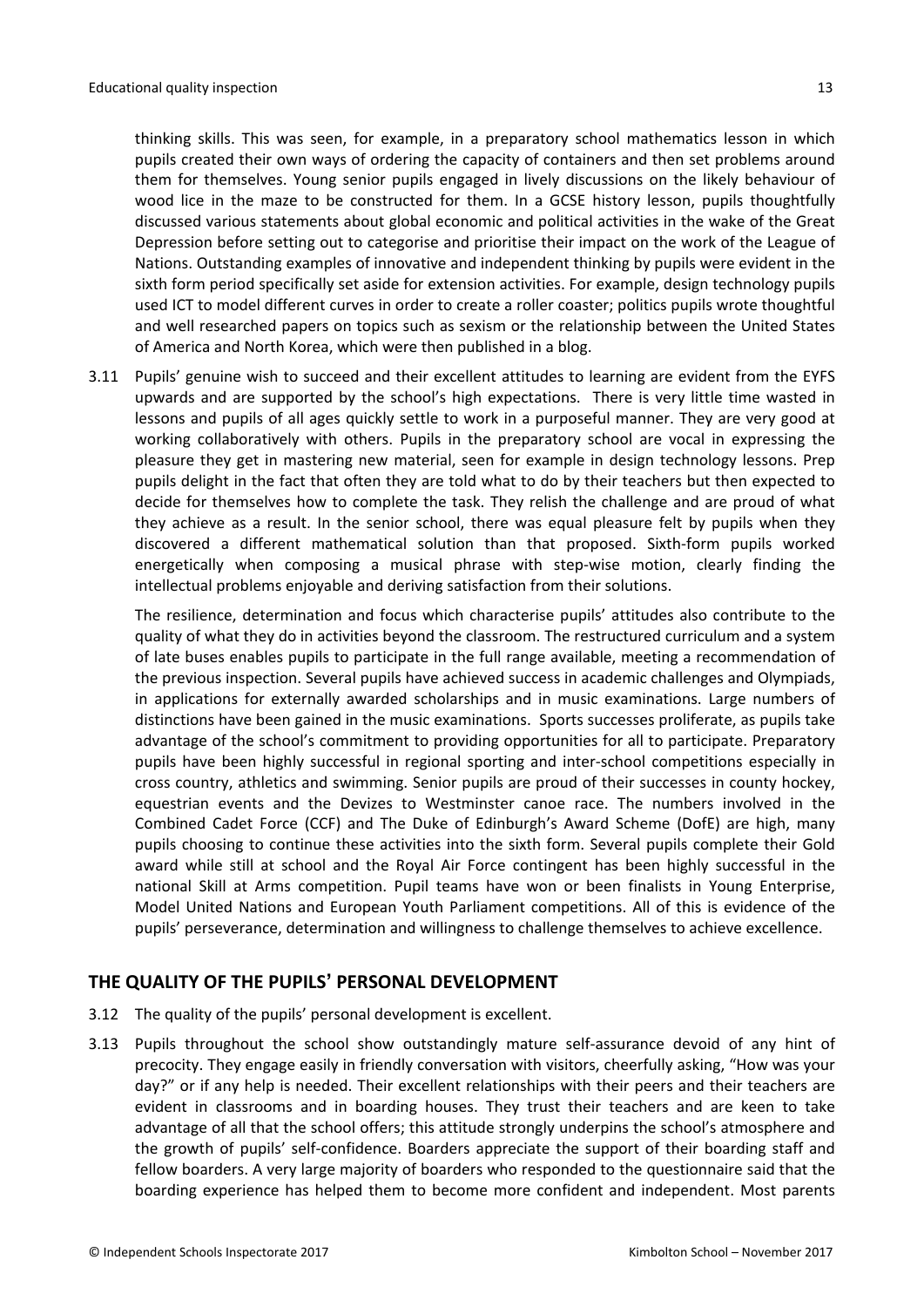thinking skills. This was seen, for example, in a preparatory school mathematics lesson in which pupils created their own ways of ordering the capacity of containers and then set problems around them for themselves. Young senior pupils engaged in lively discussions on the likely behaviour of wood lice in the maze to be constructed for them. In a GCSE history lesson, pupils thoughtfully discussed various statements about global economic and political activities in the wake of the Great Depression before setting out to categorise and prioritise their impact on the work of the League of Nations. Outstanding examples of innovative and independent thinking by pupils were evident in the sixth form period specifically set aside for extension activities. For example, design technology pupils used ICT to model different curves in order to create a roller coaster; politics pupils wrote thoughtful and well researched papers on topics such as sexism or the relationship between the United States of America and North Korea, which were then published in a blog.

3.11 Pupils' genuine wish to succeed and their excellent attitudes to learning are evident from the EYFS upwards and are supported by the school's high expectations. There is very little time wasted in lessons and pupils of all ages quickly settle to work in a purposeful manner. They are very good at working collaboratively with others. Pupils in the preparatory school are vocal in expressing the pleasure they get in mastering new material, seen for example in design technology lessons. Prep pupils delight in the fact that often they are told what to do by their teachers but then expected to decide for themselves how to complete the task. They relish the challenge and are proud of what they achieve as a result. In the senior school, there was equal pleasure felt by pupils when they discovered a different mathematical solution than that proposed. Sixth-form pupils worked energetically when composing a musical phrase with step-wise motion, clearly finding the intellectual problems enjoyable and deriving satisfaction from their solutions.

The resilience, determination and focus which characterise pupils' attitudes also contribute to the quality of what they do in activities beyond the classroom. The restructured curriculum and a system of late buses enables pupils to participate in the full range available, meeting a recommendation of the previous inspection. Several pupils have achieved success in academic challenges and Olympiads, in applications for externally awarded scholarships and in music examinations. Large numbers of distinctions have been gained in the music examinations. Sports successes proliferate, as pupils take advantage of the school's commitment to providing opportunities for all to participate. Preparatory pupils have been highly successful in regional sporting and inter-school competitions especially in cross country, athletics and swimming. Senior pupils are proud of their successes in county hockey, equestrian events and the Devizes to Westminster canoe race. The numbers involved in the Combined Cadet Force (CCF) and The Duke of Edinburgh's Award Scheme (DofE) are high, many pupils choosing to continue these activities into the sixth form. Several pupils complete their Gold award while still at school and the Royal Air Force contingent has been highly successful in the national Skill at Arms competition. Pupil teams have won or been finalists in Young Enterprise, Model United Nations and European Youth Parliament competitions. All of this is evidence of the pupils' perseverance, determination and willingness to challenge themselves to achieve excellence.

## THE QUALITY OF THE PUPILS' PERSONAL DEVELOPMENT

3.12 The quality of the pupils' personal development is excellent.

3.13 Pupils throughout the school show outstandingly mature self-assurance devoid of any hint of precocity. They engage easily in friendly conversation with visitors, cheerfully asking, "How was your day?" or if any help is needed. Their excellent relationships with their peers and their teachers are evident in classrooms and in boarding houses. They trust their teachers and are keen to take advantage of all that the school offers; this attitude strongly underpins the school's atmosphere and the growth of pupils' self-confidence. Boarders appreciate the support of their boarding staff and fellow boarders. A very large majority of boarders who responded to the questionnaire said that the boarding experience has helped them to become more confident and independent. Most parents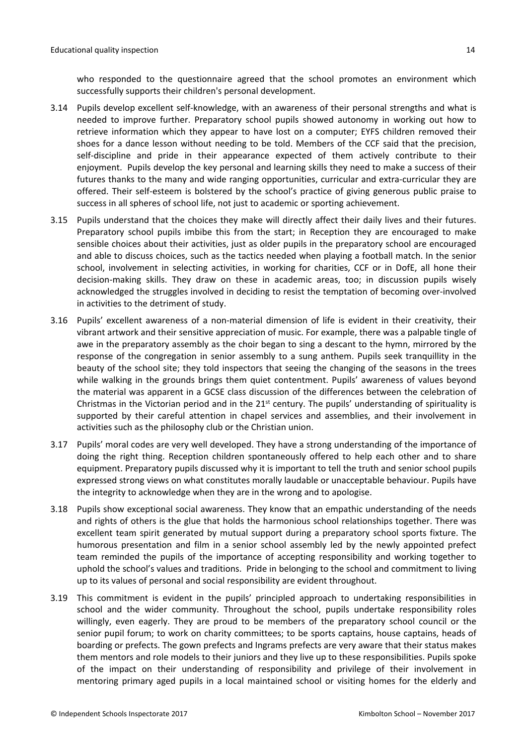who responded to the questionnaire agreed that the school promotes an environment which successfully supports their children's personal development.

3.14 Pupils develop excellent self-knowledge, with an awareness of their personal strengths and what is needed to improve further. Preparatory school pupils showed autonomy in working out how to retrieve information which they appear to have lost on a computer; EYFS children removed their shoes for a dance lesson without needing to be told. Members of the CCF said that the precision, self-discipline and pride in their appearance expected of them actively contribute to their enjoyment. Pupils develop the key personal and learning skills they need to make a success of their futures thanks to the many and wide ranging opportunities, curricular and extra-curricular they are offered. Their self-esteem is bolstered by the school's practice of giving generous public praise to success in all spheres of school life, not just to academic or sporting achievement.

3.15 Pupils understand that the choices they make will directly affect their daily lives and their futures. Preparatory school pupils imbibe this from the start; in Reception they are encouraged to make sensible choices about their activities, just as older pupils in the preparatory school are encouraged and able to discuss choices, such as the tactics needed when playing a football match. In the senior school, involvement in selecting activities, in working for charities, CCF or in DofE, all hone their decision-making skills. They draw on these in academic areas, too; in discussion pupils wisely acknowledged the struggles involved in deciding to resist the temptation of becoming over-involved in activities to the detriment of study.

3.16 Pupils' excellent awareness of a non-material dimension of life is evident in their creativity, their vibrant artwork and their sensitive appreciation of music. For example, there was a palpable tingle of awe in the preparatory assembly as the choir began to sing a descant to the hymn, mirrored by the response of the congregation in senior assembly to a sung anthem. Pupils seek tranquillity in the beauty of the school site; they told inspectors that seeing the changing of the seasons in the trees while walking in the grounds brings them quiet contentment. Pupils' awareness of values beyond the material was apparent in a GCSE class discussion of the differences between the celebration of Christmas in the Victorian period and in the 21st century. The pupils' understanding of spirituality is supported by their careful attention in chapel services and assemblies, and their involvement in activities such as the philosophy club or the Christian union.

3.17 Pupils' moral codes are very well developed. They have a strong understanding of the importance of doing the right thing. Reception children spontaneously offered to help each other and to share equipment. Preparatory pupils discussed why it is important to tell the truth and senior school pupils expressed strong views on what constitutes morally laudable or unacceptable behaviour. Pupils have the integrity to acknowledge when they are in the wrong and to apologise.

3.18 Pupils show exceptional social awareness. They know that an empathic understanding of the needs and rights of others is the glue that holds the harmonious school relationships together. There was excellent team spirit generated by mutual support during a preparatory school sports fixture. The humorous presentation and film in a senior school assembly led by the newly appointed prefect team reminded the pupils of the importance of accepting responsibility and working together to uphold the school's values and traditions. Pride in belonging to the school and commitment to living up to its values of personal and social responsibility are evident throughout.

3.19 This commitment is evident in the pupils' principled approach to undertaking responsibilities in school and the wider community. Throughout the school, pupils undertake responsibility roles willingly, even eagerly. They are proud to be members of the preparatory school council or the senior pupil forum; to work on charity committees; to be sports captains, house captains, heads of boarding or prefects. The gown prefects and Ingrams prefects are very aware that their status makes them mentors and role models to their juniors and they live up to these responsibilities. Pupils spoke of the impact on their understanding of responsibility and privilege of their involvement in mentoring primary aged pupils in a local maintained school or visiting homes for the elderly and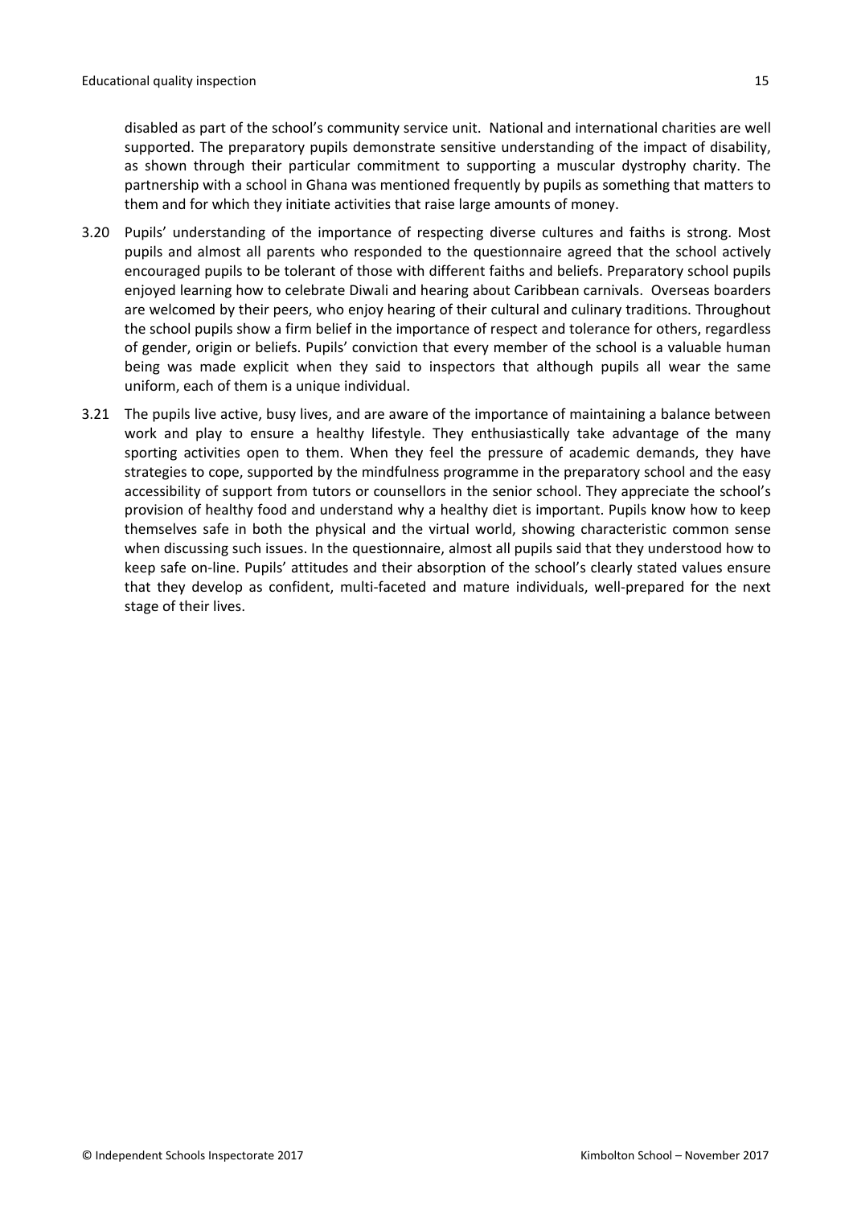disabled as part of the school's community service unit. National and international charities are well supported. The preparatory pupils demonstrate sensitive understanding of the impact of disability, as shown through their particular commitment to supporting a muscular dystrophy charity. The partnership with a school in Ghana was mentioned frequently by pupils as something that matters to them and for which they initiate activities that raise large amounts of money.

3.20 Pupils' understanding of the importance of respecting diverse cultures and faiths is strong. Most pupils and almost all parents who responded to the questionnaire agreed that the school actively encouraged pupils to be tolerant of those with different faiths and beliefs. Preparatory school pupils enjoyed learning how to celebrate Diwali and hearing about Caribbean carnivals. Overseas boarders are welcomed by their peers, who enjoy hearing of their cultural and culinary traditions. Throughout the school pupils show a firm belief in the importance of respect and tolerance for others, regardless of gender, origin or beliefs. Pupils' conviction that every member of the school is a valuable human being was made explicit when they said to inspectors that although pupils all wear the same uniform, each of them is a unique individual.

3.21 The pupils live active, busy lives, and are aware of the importance of maintaining a balance between work and play to ensure a healthy lifestyle. They enthusiastically take advantage of the many sporting activities open to them. When they feel the pressure of academic demands, they have strategies to cope, supported by the mindfulness programme in the preparatory school and the easy accessibility of support from tutors or counsellors in the senior school. They appreciate the school's provision of healthy food and understand why a healthy diet is important. Pupils know how to keep themselves safe in both the physical and the virtual world, showing characteristic common sense when discussing such issues. In the questionnaire, almost all pupils said that they understood how to keep safe on-line. Pupils' attitudes and their absorption of the school's clearly stated values ensure that they develop as confident, multi-faceted and mature individuals, well-prepared for the next stage of their lives.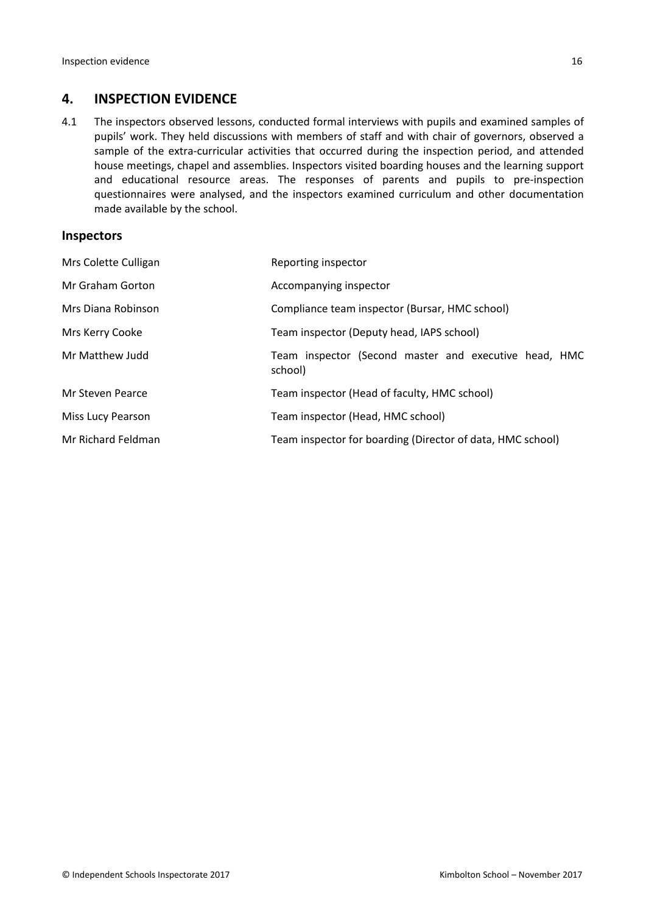## 4. INSPECTION EVIDENCE

4.1 The inspectors observed lessons, conducted formal interviews with pupils and examined samples of pupils' work. They held discussions with members of staff and with chair of governors, observed a sample of the extra-curricular activities that occurred during the inspection period, and attended house meetings, chapel and assemblies. Inspectors visited boarding houses and the learning support and educational resource areas. The responses of parents and pupils to pre-inspection questionnaires were analysed, and the inspectors examined curriculum and other documentation made available by the school.

### Inspectors

| | |
|---|---|
| Mrs Colette Culligan | Reporting inspector |
| Mr Graham Gorton | Accompanying inspector |
| Mrs Diana Robinson | Compliance team inspector (Bursar, HMC school) |
| Mrs Kerry Cooke | Team inspector (Deputy head, IAPS school) |
| Mr Matthew Judd | Team inspector (Second master and executive head, HMC school) |
| Mr Steven Pearce | Team inspector (Head of faculty, HMC school) |
| Miss Lucy Pearson | Team inspector (Head, HMC school) |
| Mr Richard Feldman | Team inspector for boarding (Director of data, HMC school) |